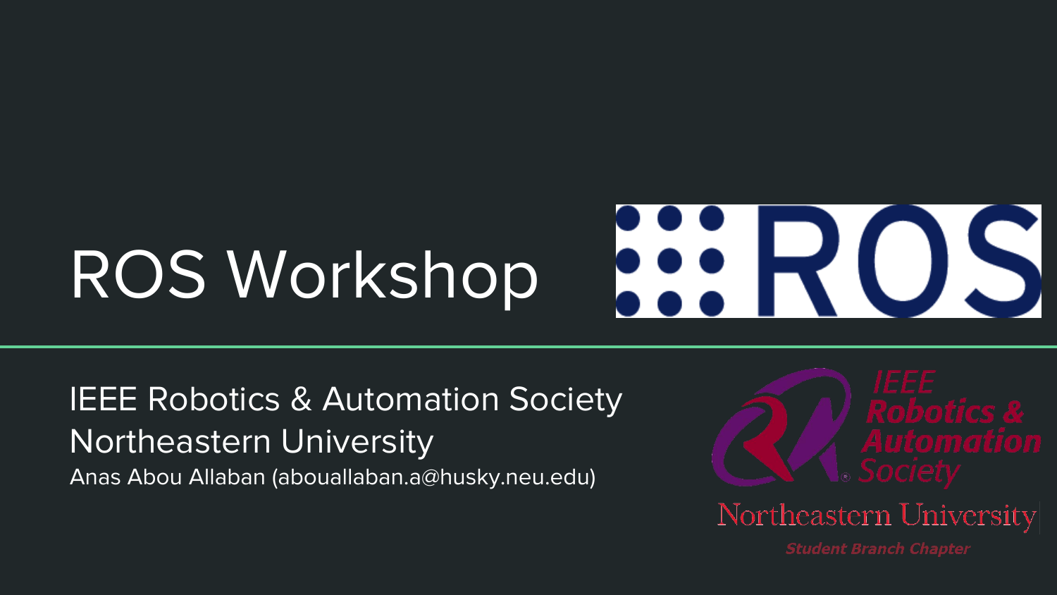# ROS Workshop

IEEE Robotics & Automation Society
Northeastern University
Anas Abou Allaban (abouallaban.a@husky.neu.edu)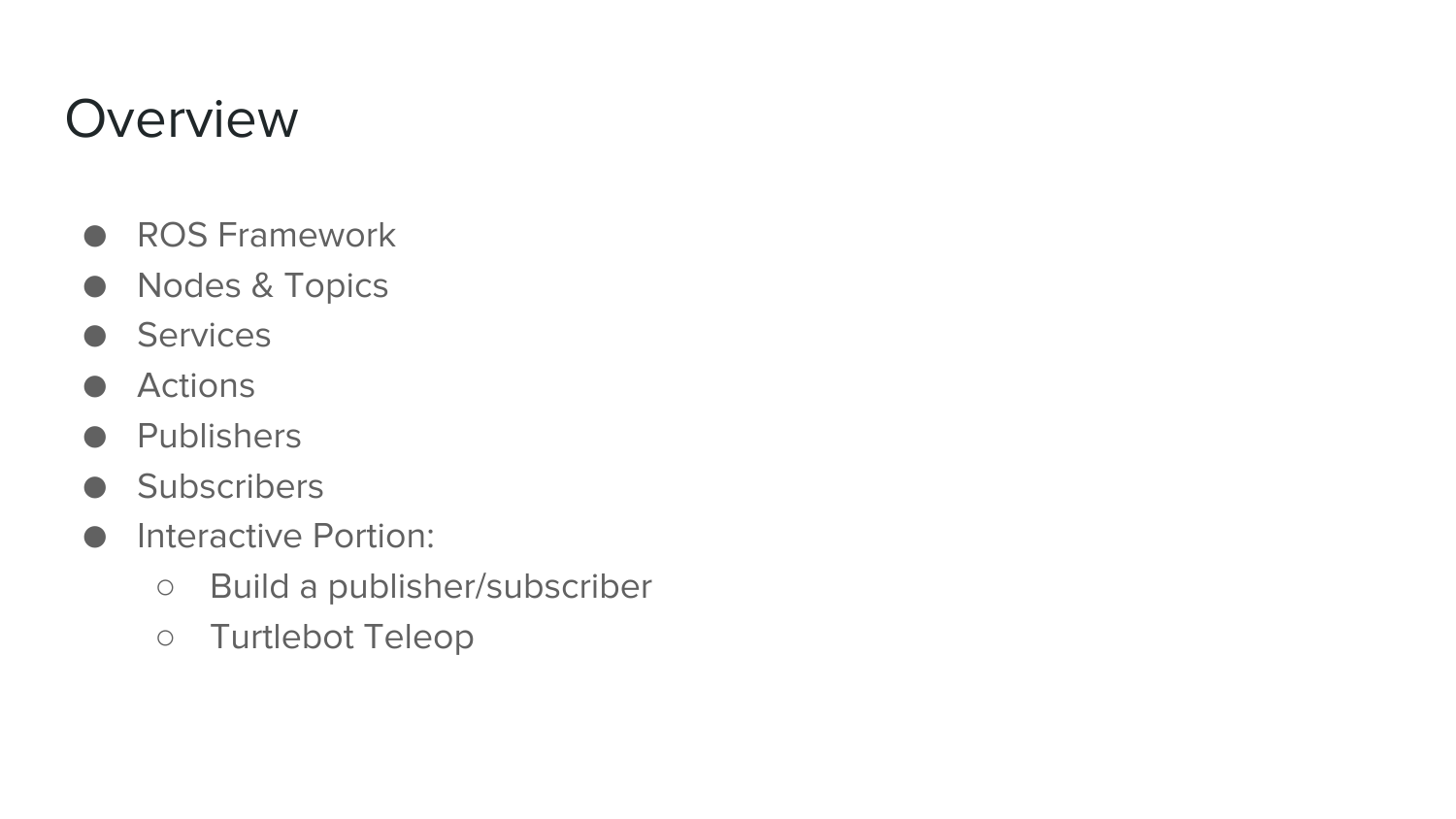# Overview

- ROS Framework
- Nodes & Topics
- Services
- Actions
- Publishers
- Subscribers
- Interactive Portion:
  - Build a publisher/subscriber
  - Turtlebot Teleop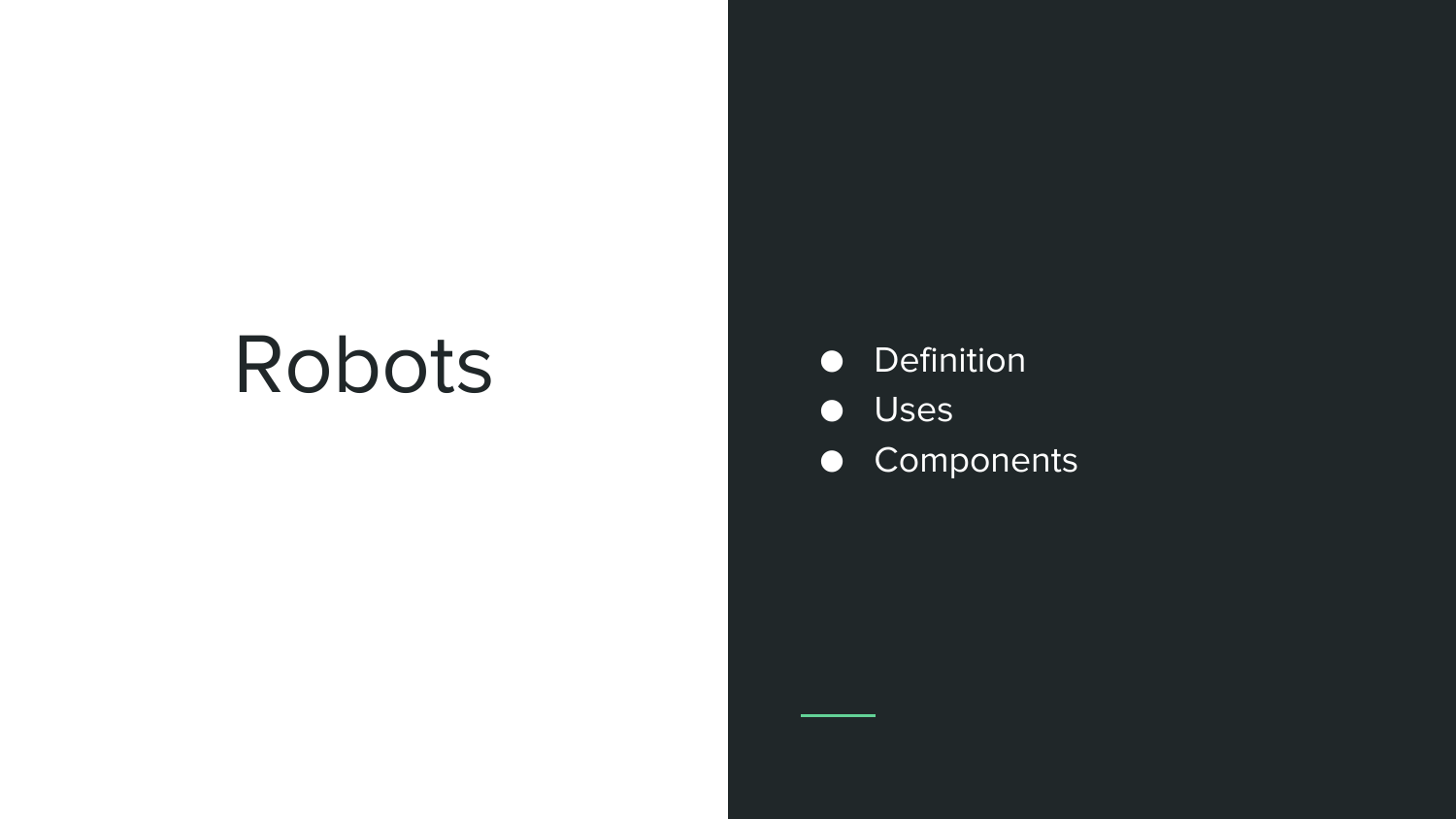# Robots

- Definition
- Uses
- Components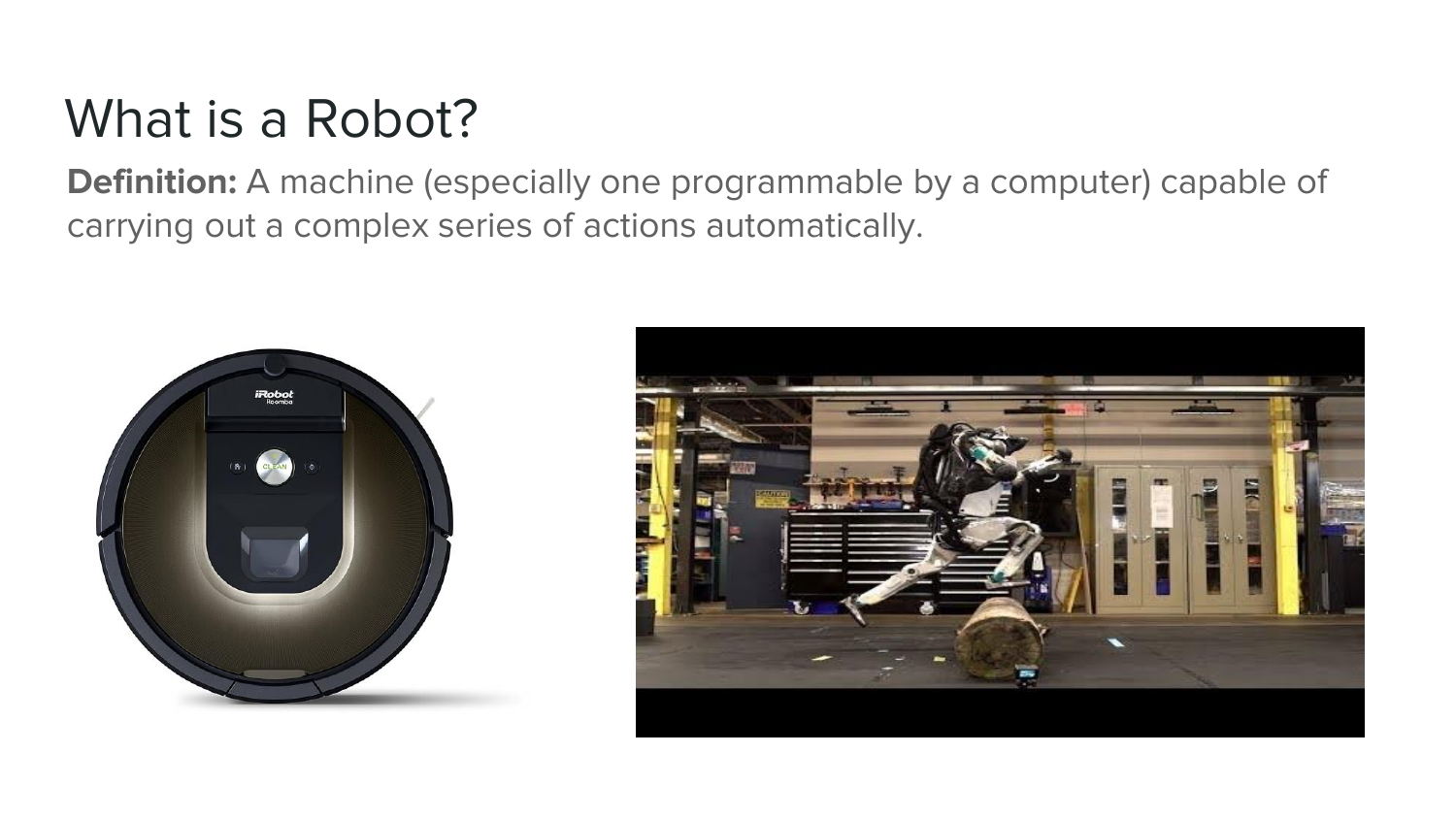# What is a Robot?

**Definition:** A machine (especially one programmable by a computer) capable of carrying out a complex series of actions automatically.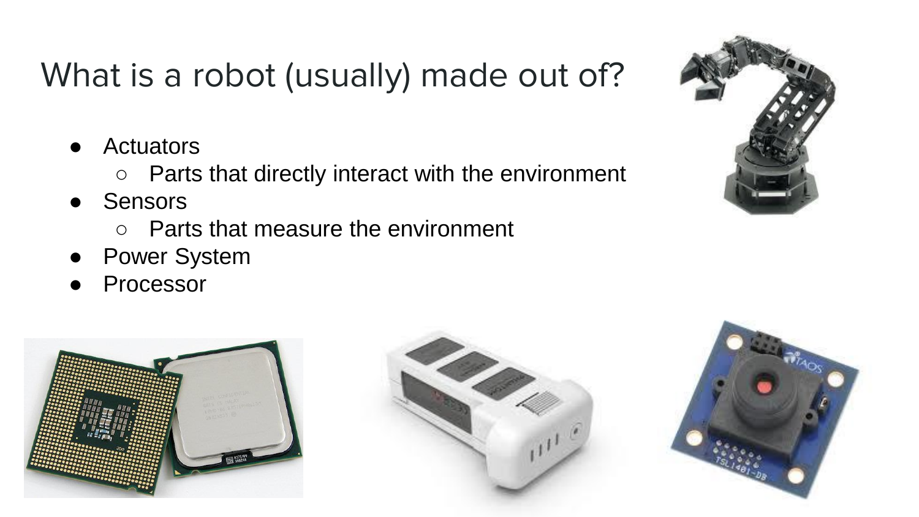# What is a robot (usually) made out of?

- Actuators
  - Parts that directly interact with the environment
- Sensors
  - Parts that measure the environment
- Power System
- Processor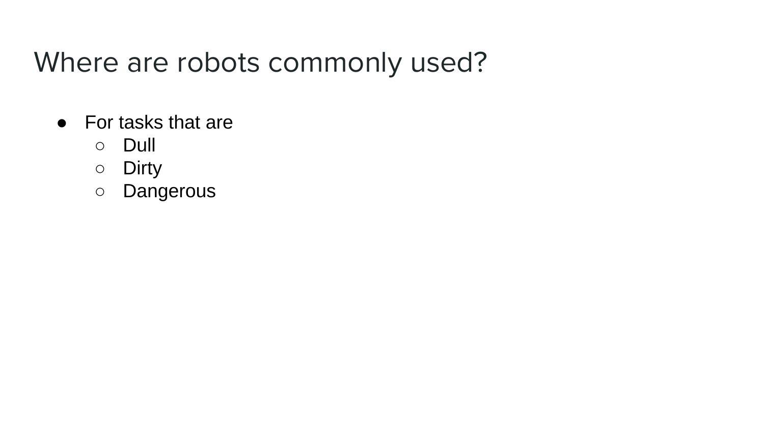# Where are robots commonly used?

- For tasks that are
  - Dull
  - Dirty
  - Dangerous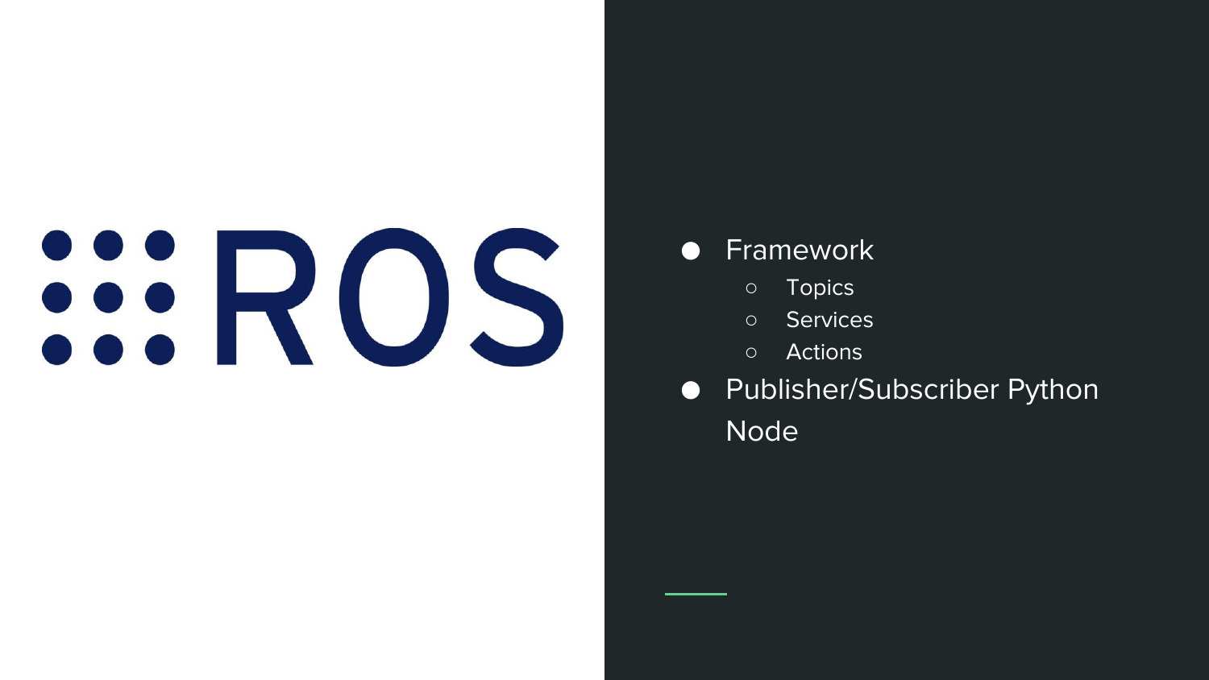ROS

- Framework
  - Topics
  - Services
  - Actions
- Publisher/Subscriber Python Node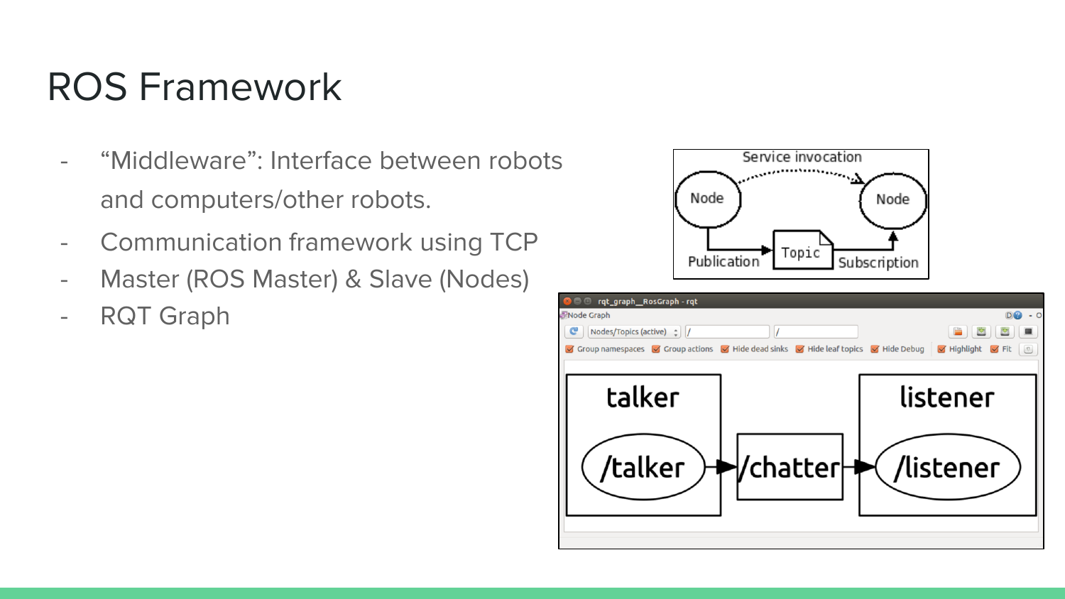# ROS Framework

- "Middleware": Interface between robots and computers/other robots.
- Communication framework using TCP
- Master (ROS Master) & Slave (Nodes)
- RQT Graph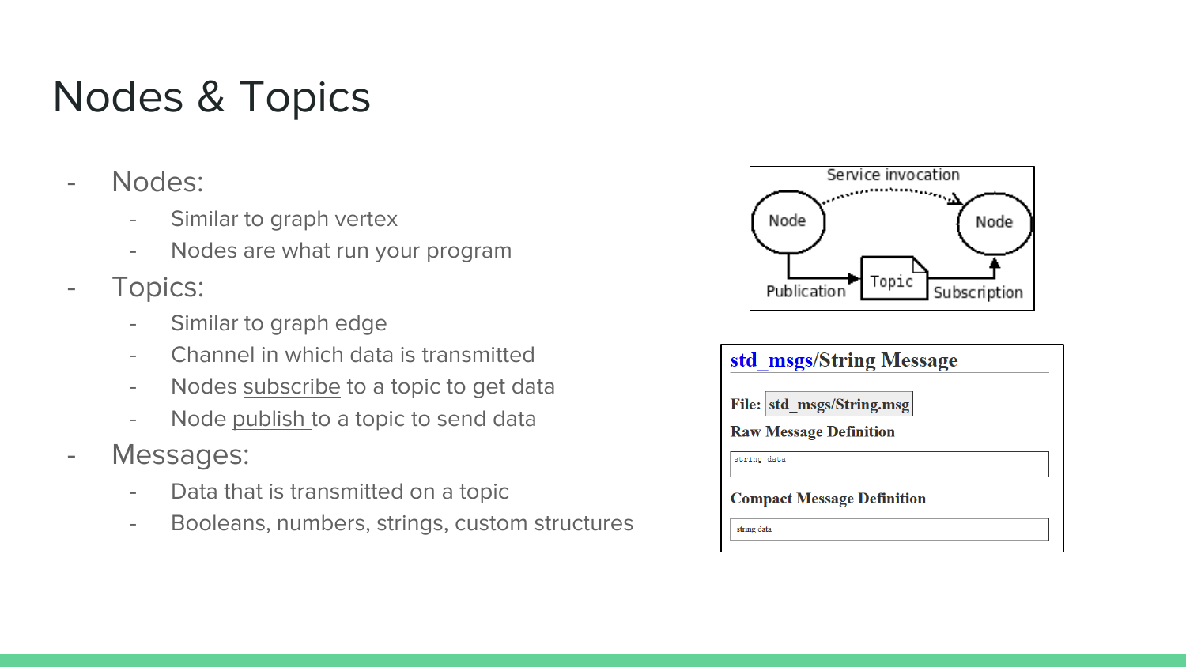# Nodes & Topics

- Nodes:
  - Similar to graph vertex
  - Nodes are what run your program
- Topics:
  - Similar to graph edge
  - Channel in which data is transmitted
  - Nodes <u>subscribe</u> to a topic to get data
  - Node <u>publish</u> to a topic to send data
- Messages:
  - Data that is transmitted on a topic
  - Booleans, numbers, strings, custom structures

Service invocation

Node → Publication → Topic → Subscription → Node

**std_msgs/String Message**

**File:** std_msgs/String.msg

**Raw Message Definition**

```
string data
```

**Compact Message Definition**

```
string data
```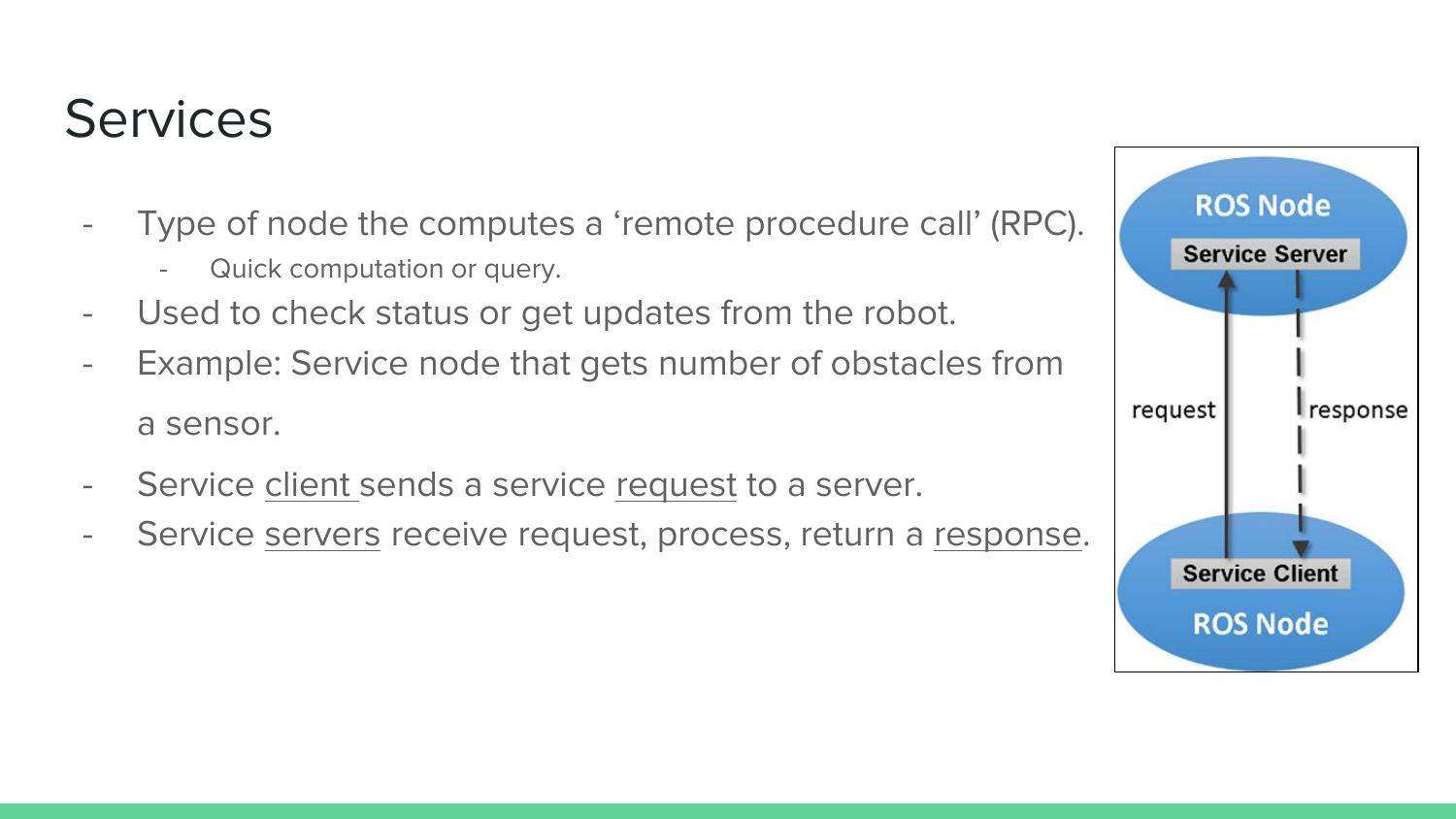# Services

- Type of node the computes a 'remote procedure call' (RPC).
  - Quick computation or query.
- Used to check status or get updates from the robot.
- Example: Service node that gets number of obstacles from a sensor.
- Service client sends a service request to a server.
- Service servers receive request, process, return a response.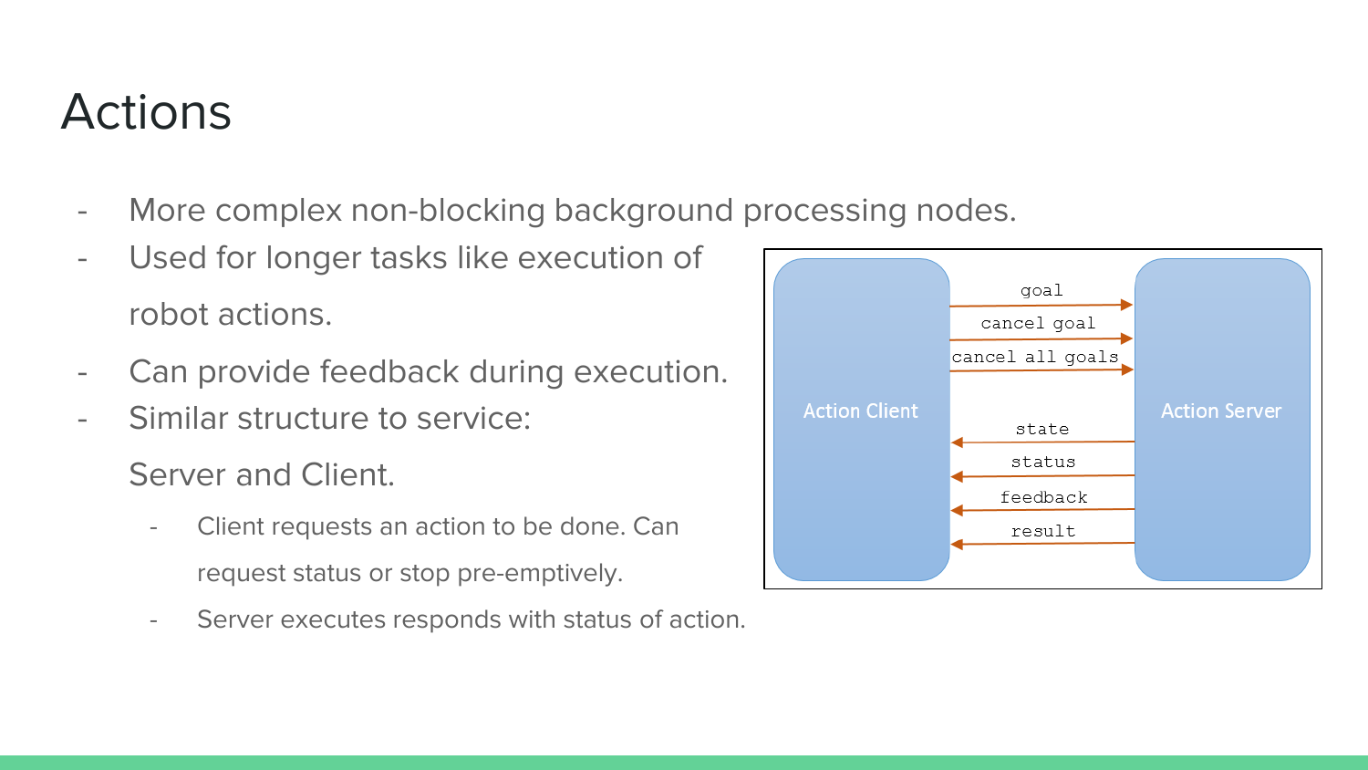# Actions

- More complex non-blocking background processing nodes.
- Used for longer tasks like execution of robot actions.
- Can provide feedback during execution.
- Similar structure to service: Server and Client.
  - Client requests an action to be done. Can request status or stop pre-emptively.
  - Server executes responds with status of action.

Action Client → Action Server: goal, cancel goal, cancel all goals

Action Server → Action Client: state, status, feedback, result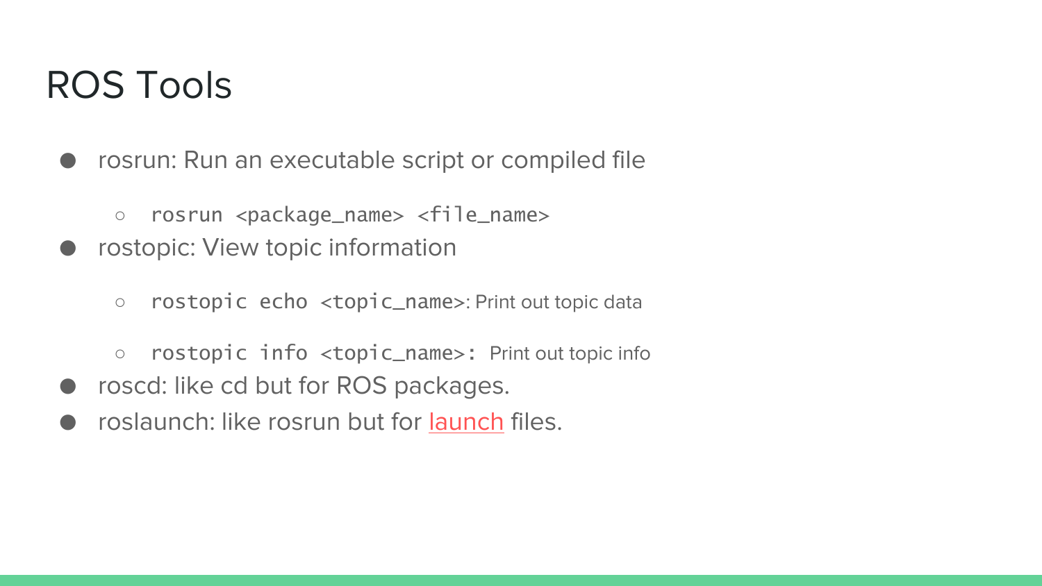# ROS Tools

- rosrun: Run an executable script or compiled file
  - `rosrun <package_name> <file_name>`
- rostopic: View topic information
  - `rostopic echo <topic_name>`: Print out topic data
  - `rostopic info <topic_name>:` Print out topic info
- roscd: like cd but for ROS packages.
- roslaunch: like rosrun but for launch files.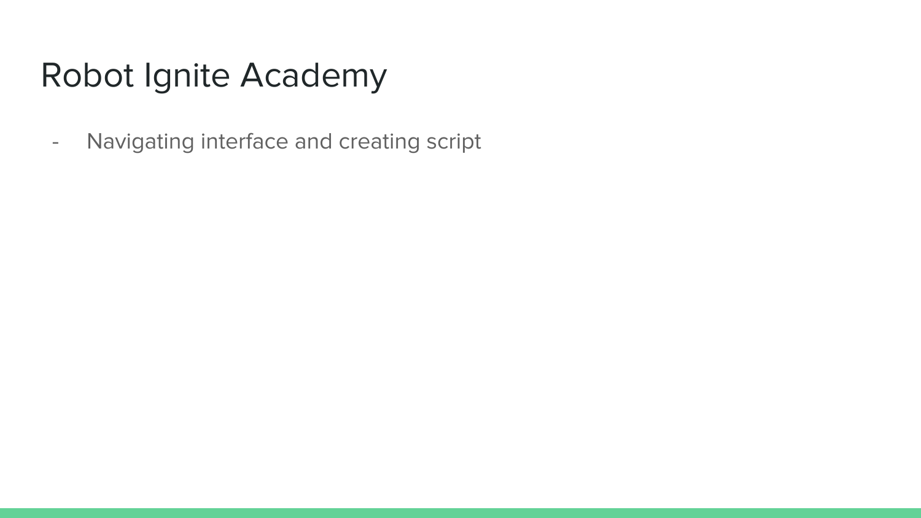# Robot Ignite Academy

- Navigating interface and creating script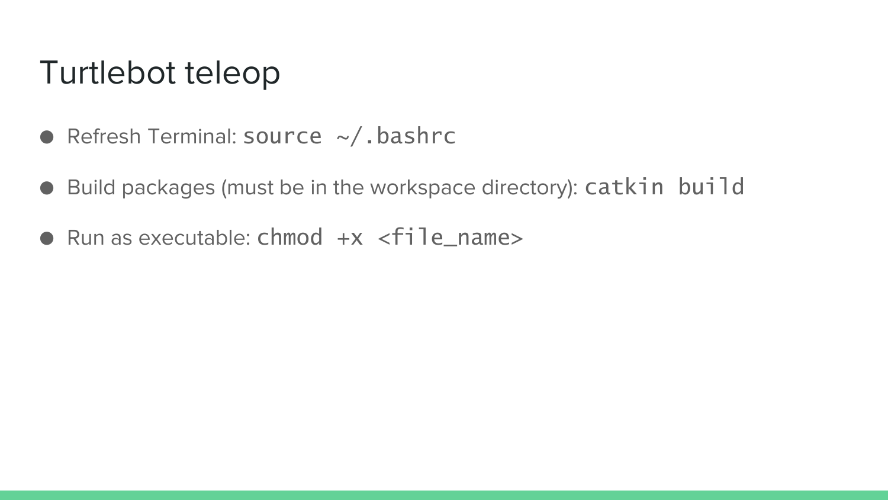# Turtlebot teleop

- Refresh Terminal: `source ~/.bashrc`
- Build packages (must be in the workspace directory): `catkin build`
- Run as executable: `chmod +x <file_name>`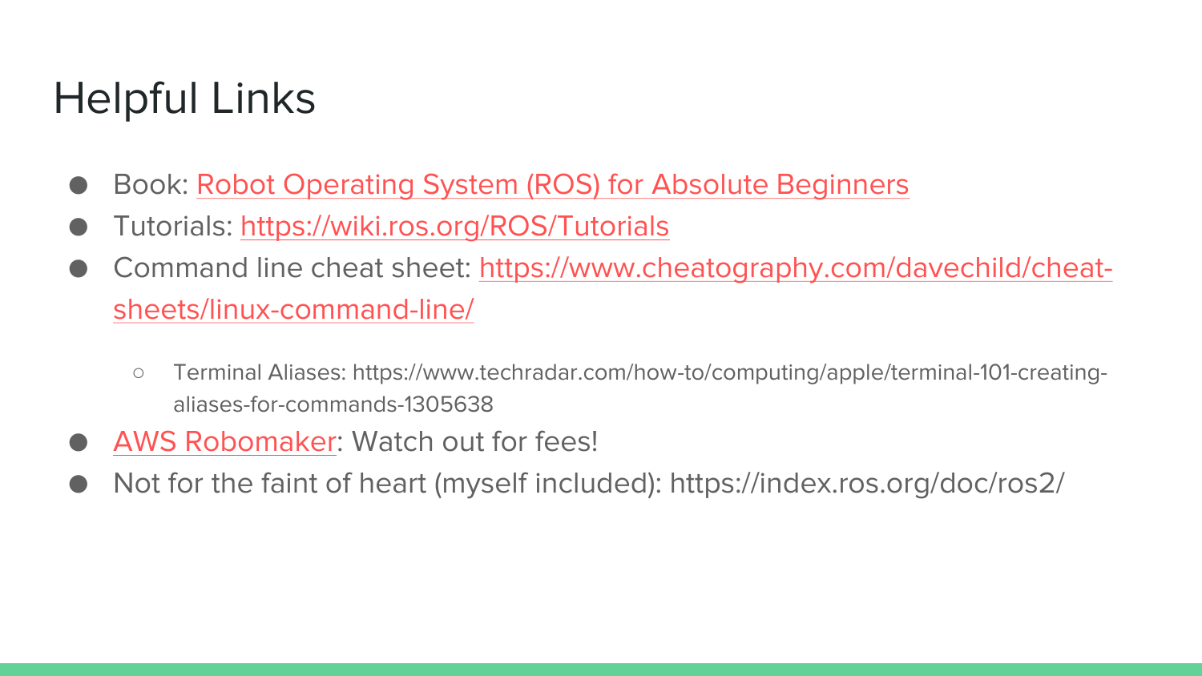# Helpful Links

- Book: Robot Operating System (ROS) for Absolute Beginners
- Tutorials: https://wiki.ros.org/ROS/Tutorials
- Command line cheat sheet: https://www.cheatography.com/davechild/cheat-sheets/linux-command-line/
  - Terminal Aliases: https://www.techradar.com/how-to/computing/apple/terminal-101-creating-aliases-for-commands-1305638
- AWS Robomaker: Watch out for fees!
- Not for the faint of heart (myself included): https://index.ros.org/doc/ros2/